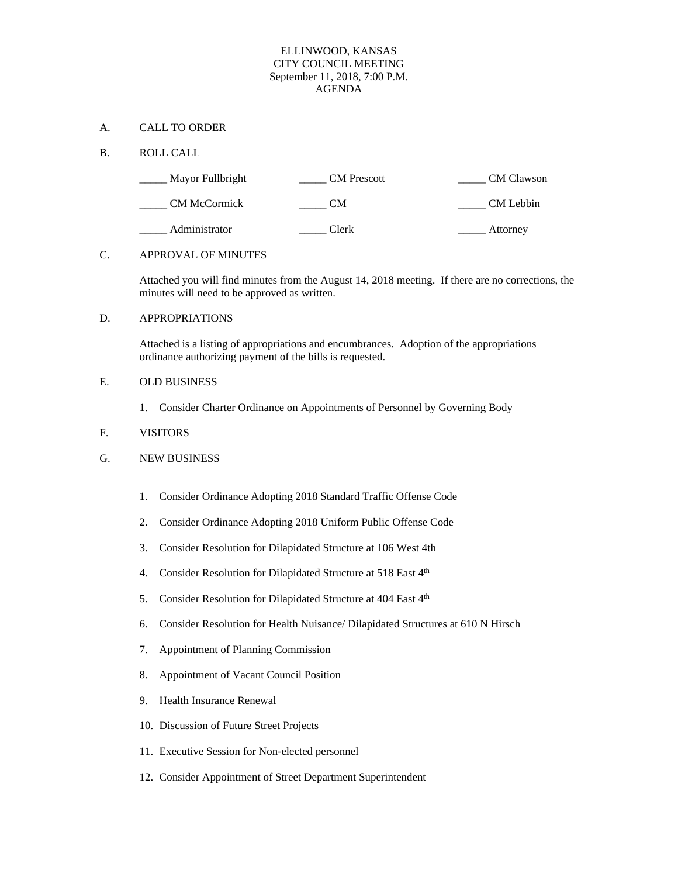# ELLINWOOD, KANSAS
## CITY COUNCIL MEETING
### September 11, 2018, 7:00 P.M.
### AGENDA

A. CALL TO ORDER

B. ROLL CALL

| | | |
|---|---|---|
| _____ Mayor Fullbright | _____ CM Prescott | _____ CM Clawson |
| _____ CM McCormick | _____ CM | _____ CM Lebbin |
| _____ Administrator | _____ Clerk | _____ Attorney |

C. APPROVAL OF MINUTES

Attached you will find minutes from the August 14, 2018 meeting. If there are no corrections, the minutes will need to be approved as written.

D. APPROPRIATIONS

Attached is a listing of appropriations and encumbrances. Adoption of the appropriations ordinance authorizing payment of the bills is requested.

E. OLD BUSINESS

1. Consider Charter Ordinance on Appointments of Personnel by Governing Body

F. VISITORS

G. NEW BUSINESS

1. Consider Ordinance Adopting 2018 Standard Traffic Offense Code
2. Consider Ordinance Adopting 2018 Uniform Public Offense Code
3. Consider Resolution for Dilapidated Structure at 106 West 4th
4. Consider Resolution for Dilapidated Structure at 518 East 4th
5. Consider Resolution for Dilapidated Structure at 404 East 4th
6. Consider Resolution for Health Nuisance/ Dilapidated Structures at 610 N Hirsch
7. Appointment of Planning Commission
8. Appointment of Vacant Council Position
9. Health Insurance Renewal
10. Discussion of Future Street Projects
11. Executive Session for Non-elected personnel
12. Consider Appointment of Street Department Superintendent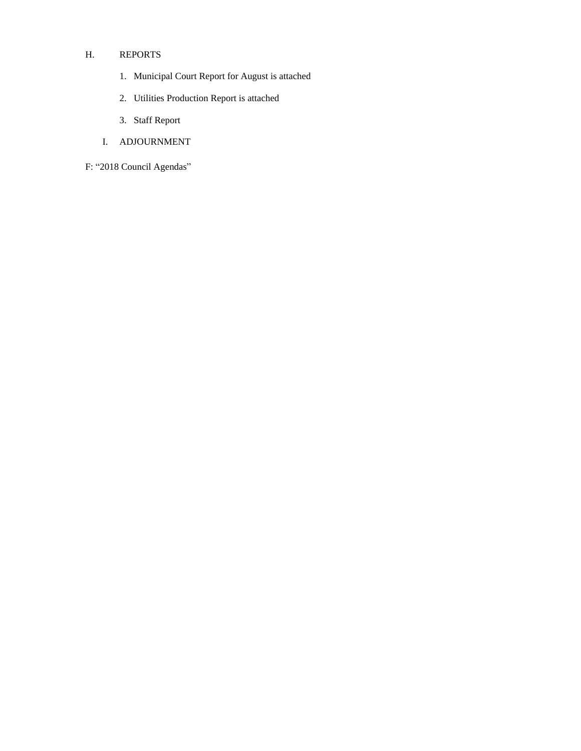H. REPORTS

1. Municipal Court Report for August is attached

2. Utilities Production Report is attached

3. Staff Report

I. ADJOURNMENT

F: “2018 Council Agendas”